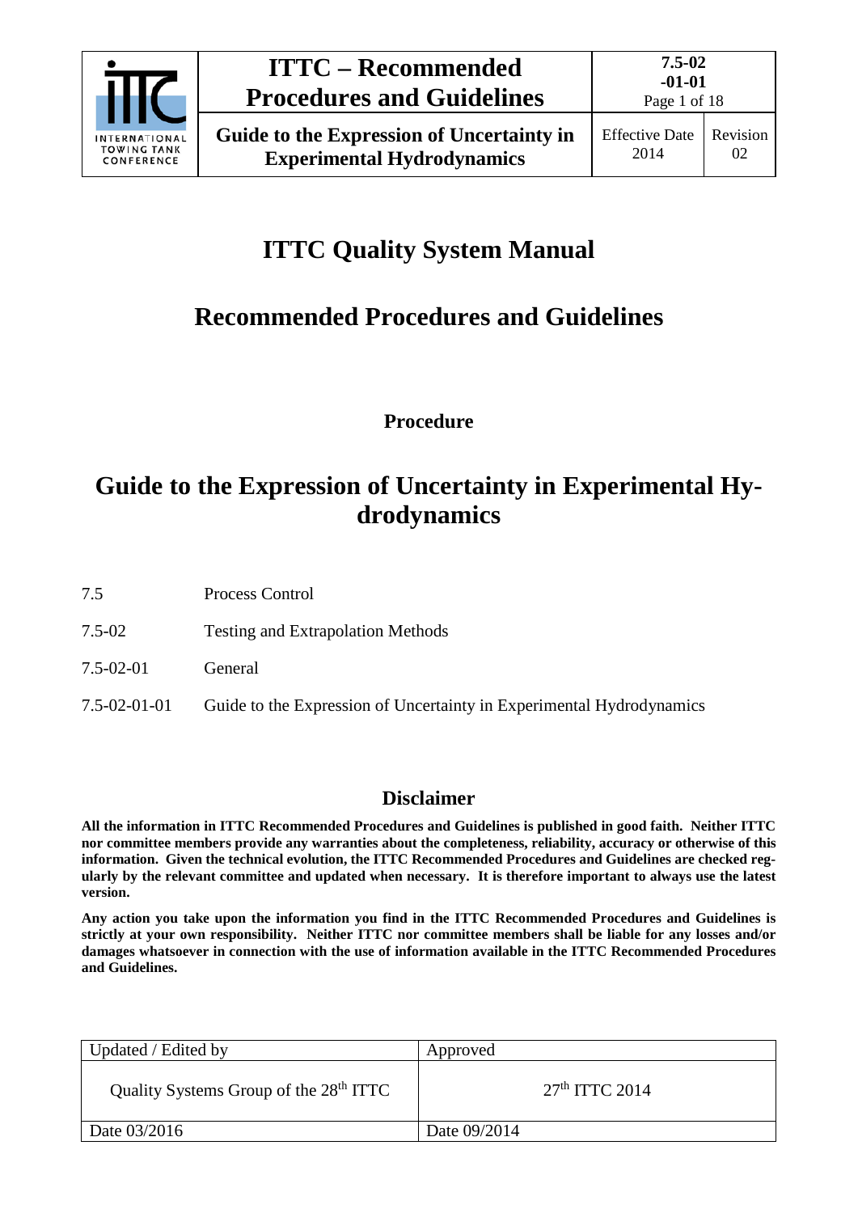# ITTC Quality System Manual

## Recommended Procedures and Guidelines

**Procedure**

## Guide to the Expression of Uncertainty in Experimental Hydrodynamics

| | |
|---|---|
| 7.5 | Process Control |
| 7.5-02 | Testing and Extrapolation Methods |
| 7.5-02-01 | General |
| 7.5-02-01-01 | Guide to the Expression of Uncertainty in Experimental Hydrodynamics |

### Disclaimer

**All the information in ITTC Recommended Procedures and Guidelines is published in good faith. Neither ITTC nor committee members provide any warranties about the completeness, reliability, accuracy or otherwise of this information. Given the technical evolution, the ITTC Recommended Procedures and Guidelines are checked regularly by the relevant committee and updated when necessary. It is therefore important to always use the latest version.**

**Any action you take upon the information you find in the ITTC Recommended Procedures and Guidelines is strictly at your own responsibility. Neither ITTC nor committee members shall be liable for any losses and/or damages whatsoever in connection with the use of information available in the ITTC Recommended Procedures and Guidelines.**

| Updated / Edited by | Approved |
|---|---|
| Quality Systems Group of the 28th ITTC | 27th ITTC 2014 |
| Date 03/2016 | Date 09/2014 |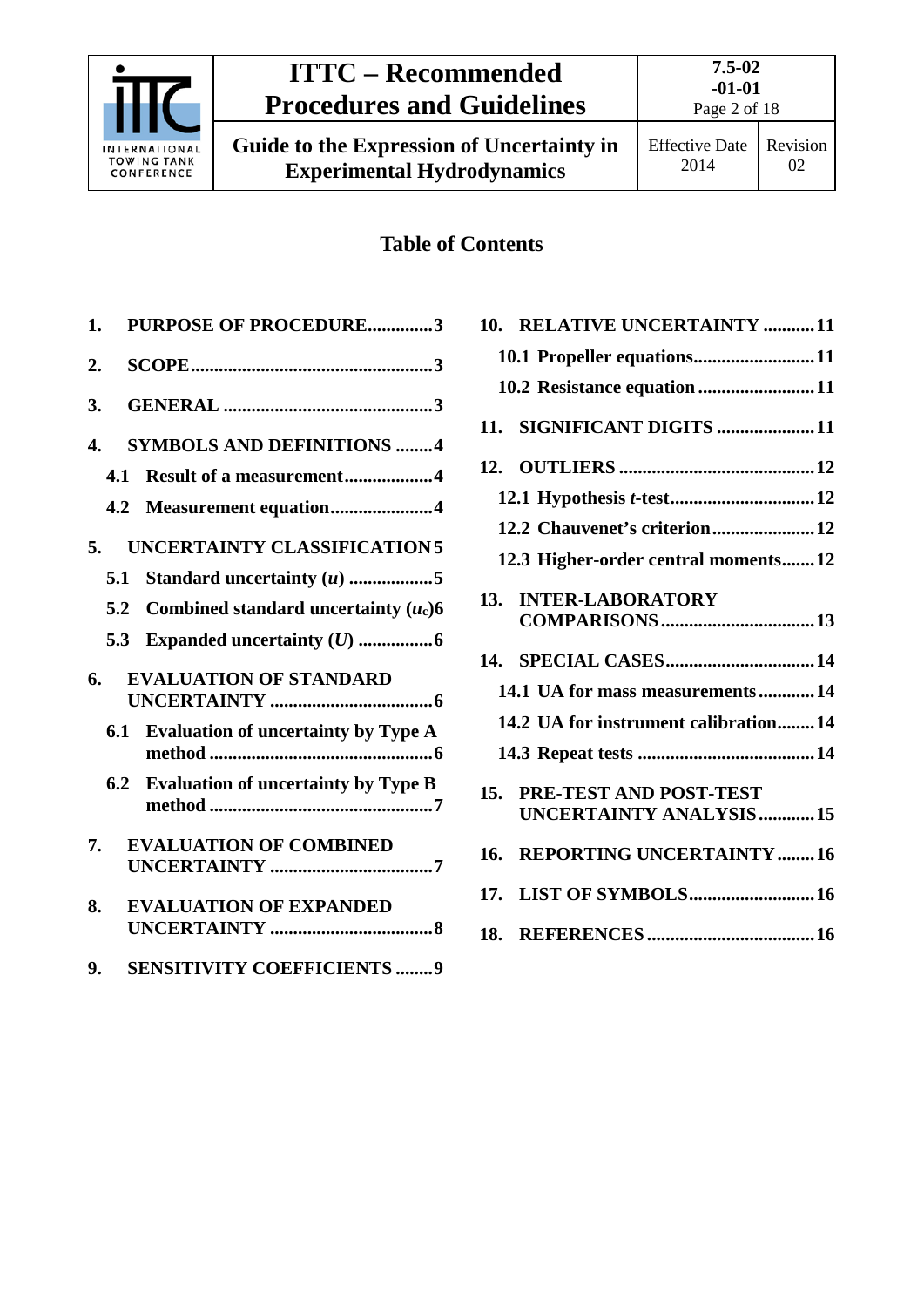## Table of Contents

1. PURPOSE OF PROCEDURE .............. 3
2. SCOPE .............. 3
3. GENERAL .............. 3
4. SYMBOLS AND DEFINITIONS .............. 4
   - 4.1 Result of a measurement .............. 4
   - 4.2 Measurement equation .............. 4
5. UNCERTAINTY CLASSIFICATION .............. 5
   - 5.1 Standard uncertainty ($u$) .............. 5
   - 5.2 Combined standard uncertainty ($u_c$) .............. 6
   - 5.3 Expanded uncertainty ($U$) .............. 6
6. EVALUATION OF STANDARD UNCERTAINTY .............. 6
   - 6.1 Evaluation of uncertainty by Type A method .............. 6
   - 6.2 Evaluation of uncertainty by Type B method .............. 7
7. EVALUATION OF COMBINED UNCERTAINTY .............. 7
8. EVALUATION OF EXPANDED UNCERTAINTY .............. 8
9. SENSITIVITY COEFFICIENTS .............. 9
10. RELATIVE UNCERTAINTY .............. 11
    - 10.1 Propeller equations .............. 11
    - 10.2 Resistance equation .............. 11
11. SIGNIFICANT DIGITS .............. 11
12. OUTLIERS .............. 12
    - 12.1 Hypothesis *t*-test .............. 12
    - 12.2 Chauvenet's criterion .............. 12
    - 12.3 Higher-order central moments .............. 12
13. INTER-LABORATORY COMPARISONS .............. 13
14. SPECIAL CASES .............. 14
    - 14.1 UA for mass measurements .............. 14
    - 14.2 UA for instrument calibration .............. 14
    - 14.3 Repeat tests .............. 14
15. PRE-TEST AND POST-TEST UNCERTAINTY ANALYSIS .............. 15
16. REPORTING UNCERTAINTY .............. 16
17. LIST OF SYMBOLS .............. 16
18. REFERENCES .............. 16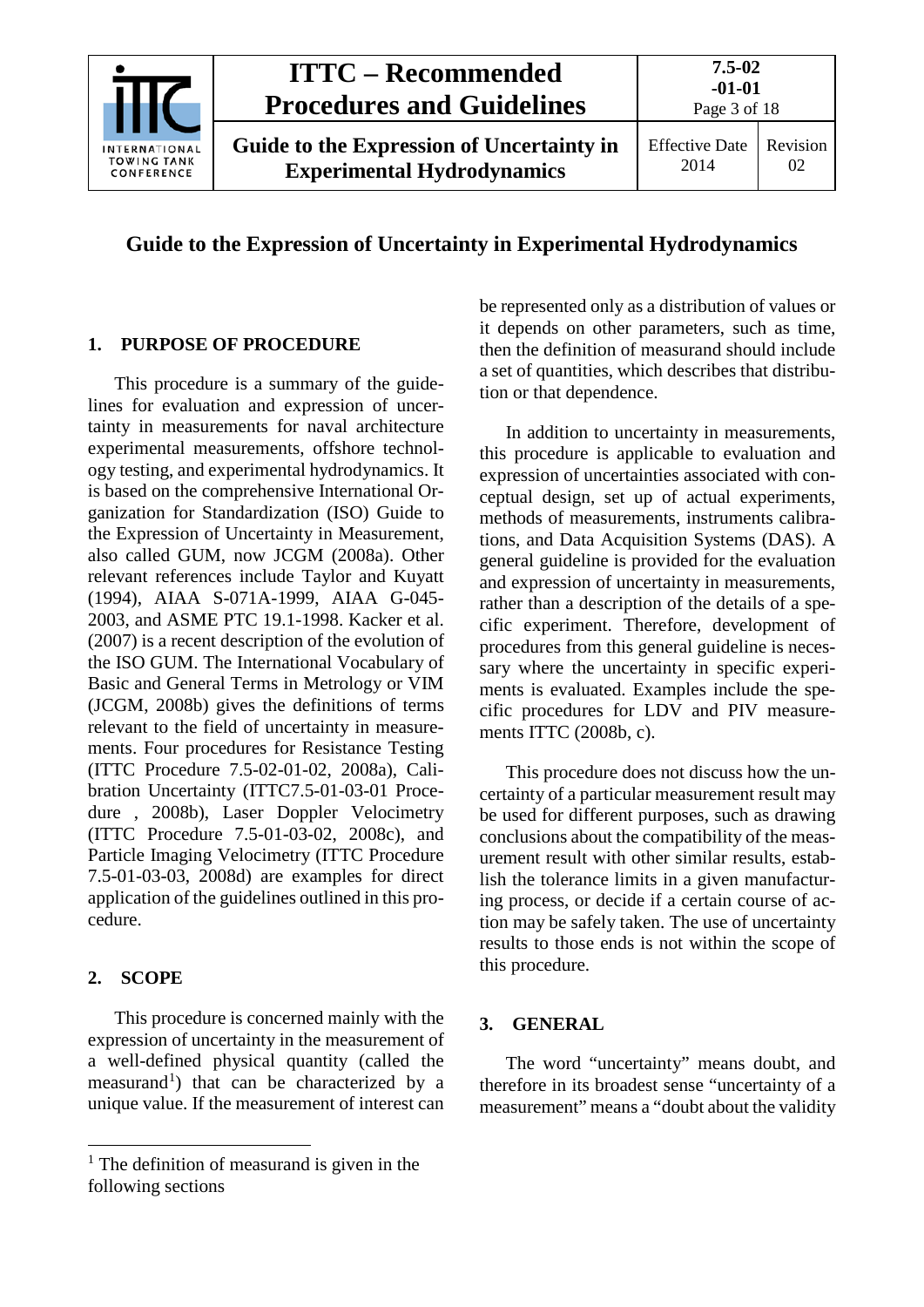# Guide to the Expression of Uncertainty in Experimental Hydrodynamics

## 1. PURPOSE OF PROCEDURE

This procedure is a summary of the guidelines for evaluation and expression of uncertainty in measurements for naval architecture experimental measurements, offshore technology testing, and experimental hydrodynamics. It is based on the comprehensive International Organization for Standardization (ISO) Guide to the Expression of Uncertainty in Measurement, also called GUM, now JCGM (2008a). Other relevant references include Taylor and Kuyatt (1994), AIAA S-071A-1999, AIAA G-045-2003, and ASME PTC 19.1-1998. Kacker et al. (2007) is a recent description of the evolution of the ISO GUM. The International Vocabulary of Basic and General Terms in Metrology or VIM (JCGM, 2008b) gives the definitions of terms relevant to the field of uncertainty in measurements. Four procedures for Resistance Testing (ITTC Procedure 7.5-02-01-02, 2008a), Calibration Uncertainty (ITTC7.5-01-03-01 Procedure , 2008b), Laser Doppler Velocimetry (ITTC Procedure 7.5-01-03-02, 2008c), and Particle Imaging Velocimetry (ITTC Procedure 7.5-01-03-03, 2008d) are examples for direct application of the guidelines outlined in this procedure.

## 2. SCOPE

This procedure is concerned mainly with the expression of uncertainty in the measurement of a well-defined physical quantity (called the measurand[1]) that can be characterized by a unique value. If the measurement of interest can be represented only as a distribution of values or it depends on other parameters, such as time, then the definition of measurand should include a set of quantities, which describes that distribution or that dependence.

In addition to uncertainty in measurements, this procedure is applicable to evaluation and expression of uncertainties associated with conceptual design, set up of actual experiments, methods of measurements, instruments calibrations, and Data Acquisition Systems (DAS). A general guideline is provided for the evaluation and expression of uncertainty in measurements, rather than a description of the details of a specific experiment. Therefore, development of procedures from this general guideline is necessary where the uncertainty in specific experiments is evaluated. Examples include the specific procedures for LDV and PIV measurements ITTC (2008b, c).

This procedure does not discuss how the uncertainty of a particular measurement result may be used for different purposes, such as drawing conclusions about the compatibility of the measurement result with other similar results, establish the tolerance limits in a given manufacturing process, or decide if a certain course of action may be safely taken. The use of uncertainty results to those ends is not within the scope of this procedure.

## 3. GENERAL

The word "uncertainty" means doubt, and therefore in its broadest sense "uncertainty of a measurement" means a "doubt about the validity

[1] The definition of measurand is given in the following sections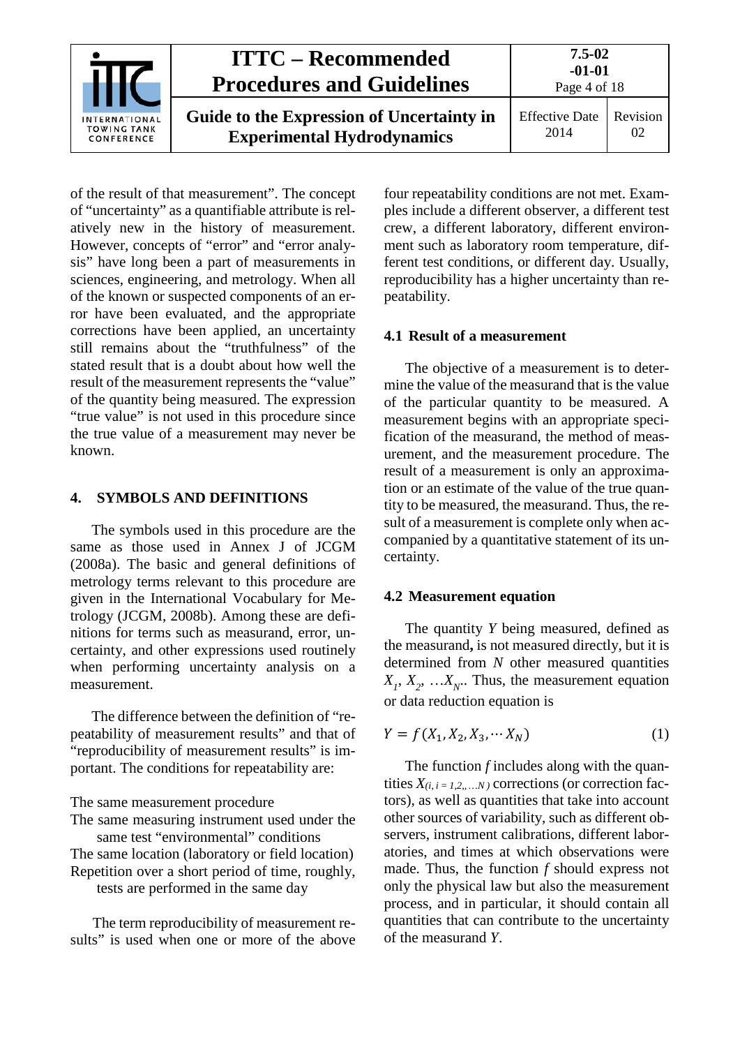of the result of that measurement". The concept of "uncertainty" as a quantifiable attribute is relatively new in the history of measurement. However, concepts of "error" and "error analysis" have long been a part of measurements in sciences, engineering, and metrology. When all of the known or suspected components of an error have been evaluated, and the appropriate corrections have been applied, an uncertainty still remains about the "truthfulness" of the stated result that is a doubt about how well the result of the measurement represents the "value" of the quantity being measured. The expression "true value" is not used in this procedure since the true value of a measurement may never be known.

## 4. SYMBOLS AND DEFINITIONS

The symbols used in this procedure are the same as those used in Annex J of JCGM (2008a). The basic and general definitions of metrology terms relevant to this procedure are given in the International Vocabulary for Metrology (JCGM, 2008b). Among these are definitions for terms such as measurand, error, uncertainty, and other expressions used routinely when performing uncertainty analysis on a measurement.

The difference between the definition of "repeatability of measurement results" and that of "reproducibility of measurement results" is important. The conditions for repeatability are:

The same measurement procedure
The same measuring instrument used under the same test "environmental" conditions
The same location (laboratory or field location)
Repetition over a short period of time, roughly, tests are performed in the same day

The term reproducibility of measurement results" is used when one or more of the above four repeatability conditions are not met. Examples include a different observer, a different test crew, a different laboratory, different environment such as laboratory room temperature, different test conditions, or different day. Usually, reproducibility has a higher uncertainty than repeatability.

### 4.1 Result of a measurement

The objective of a measurement is to determine the value of the measurand that is the value of the particular quantity to be measured. A measurement begins with an appropriate specification of the measurand, the method of measurement, and the measurement procedure. The result of a measurement is only an approximation or an estimate of the value of the true quantity to be measured, the measurand. Thus, the result of a measurement is complete only when accompanied by a quantitative statement of its uncertainty.

### 4.2 Measurement equation

The quantity $Y$ being measured, defined as the measurand**,** is not measured directly, but it is determined from $N$ other measured quantities $X_1$, $X_2$, $\ldots X_N$. Thus, the measurement equation or data reduction equation is

$$Y = f(X_1, X_2, X_3, \cdots X_N) \tag{1}$$

The function $f$ includes along with the quantities $X_{(i,\, i\, =\, 1,2,,\ldots N)}$ corrections (or correction factors), as well as quantities that take into account other sources of variability, such as different observers, instrument calibrations, different laboratories, and times at which observations were made. Thus, the function $f$ should express not only the physical law but also the measurement process, and in particular, it should contain all quantities that can contribute to the uncertainty of the measurand $Y$.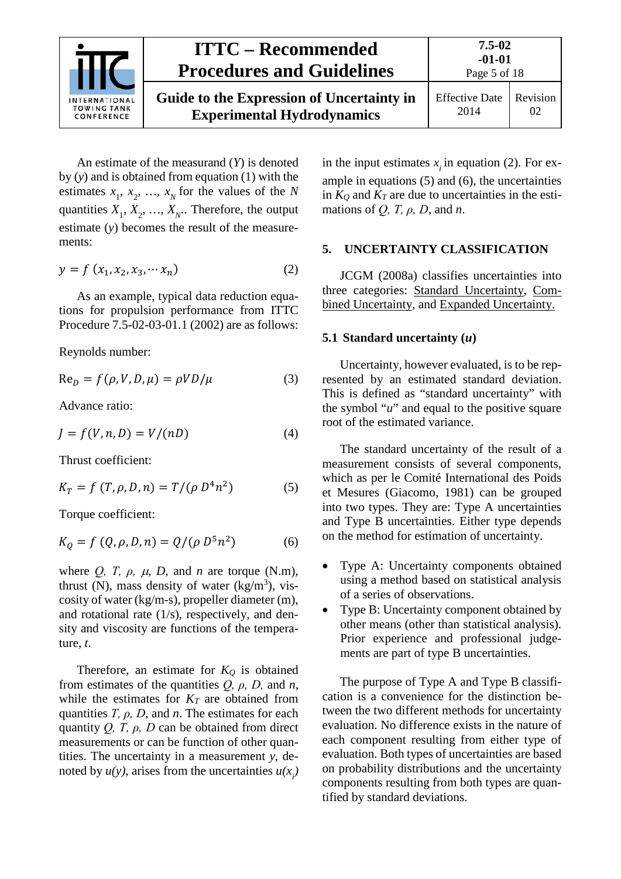An estimate of the measurand ($Y$) is denoted by ($y$) and is obtained from equation (1) with the estimates $x_1$, $x_2$, …, $x_N$ for the values of the $N$ quantities $X_1$, $X_2$, …, $X_N$. Therefore, the output estimate ($y$) becomes the result of the measurements:

$$y = f\,(x_1, x_2, x_3, \cdots x_n) \tag{2}$$

As an example, typical data reduction equations for propulsion performance from ITTC Procedure 7.5-02-03-01.1 (2002) are as follows:

Reynolds number:

$$\mathrm{Re}_D = f(\rho, V, D, \mu) = \rho V D/\mu \tag{3}$$

Advance ratio:

$$J = f(V, n, D) = V/(nD) \tag{4}$$

Thrust coefficient:

$$K_T = f\,(T, \rho, D, n) = T/(\rho\, D^4 n^2) \tag{5}$$

Torque coefficient:

$$K_Q = f\,(Q, \rho, D, n) = Q/(\rho\, D^5 n^2) \tag{6}$$

where $Q$, $T$, $\rho$, $\mu$, $D$, and $n$ are torque (N.m), thrust (N), mass density of water (kg/m$^3$), viscosity of water (kg/m-s), propeller diameter (m), and rotational rate (1/s), respectively, and density and viscosity are functions of the temperature, $t$.

Therefore, an estimate for $K_Q$ is obtained from estimates of the quantities $Q$, $\rho$, $D$, and $n$, while the estimates for $K_T$ are obtained from quantities $T$, $\rho$, $D$, and $n$. The estimates for each quantity $Q$, $T$, $\rho$, $D$ can be obtained from direct measurements or can be function of other quantities. The uncertainty in a measurement $y$, denoted by $u(y)$, arises from the uncertainties $u(x_i)$ in the input estimates $x_i$ in equation (2). For example in equations (5) and (6), the uncertainties in $K_Q$ and $K_T$ are due to uncertainties in the estimations of $Q$, $T$, $\rho$, $D$, and $n$.

## 5. UNCERTAINTY CLASSIFICATION

JCGM (2008a) classifies uncertainties into three categories: Standard Uncertainty, Combined Uncertainty, and Expanded Uncertainty.

### 5.1 Standard uncertainty ($u$)

Uncertainty, however evaluated, is to be represented by an estimated standard deviation. This is defined as "standard uncertainty" with the symbol "$u$" and equal to the positive square root of the estimated variance.

The standard uncertainty of the result of a measurement consists of several components, which as per le Comité International des Poids et Mesures (Giacomo, 1981) can be grouped into two types. They are: Type A uncertainties and Type B uncertainties. Either type depends on the method for estimation of uncertainty.

- Type A: Uncertainty components obtained using a method based on statistical analysis of a series of observations.
- Type B: Uncertainty component obtained by other means (other than statistical analysis). Prior experience and professional judgements are part of type B uncertainties.

The purpose of Type A and Type B classification is a convenience for the distinction between the two different methods for uncertainty evaluation. No difference exists in the nature of each component resulting from either type of evaluation. Both types of uncertainties are based on probability distributions and the uncertainty components resulting from both types are quantified by standard deviations.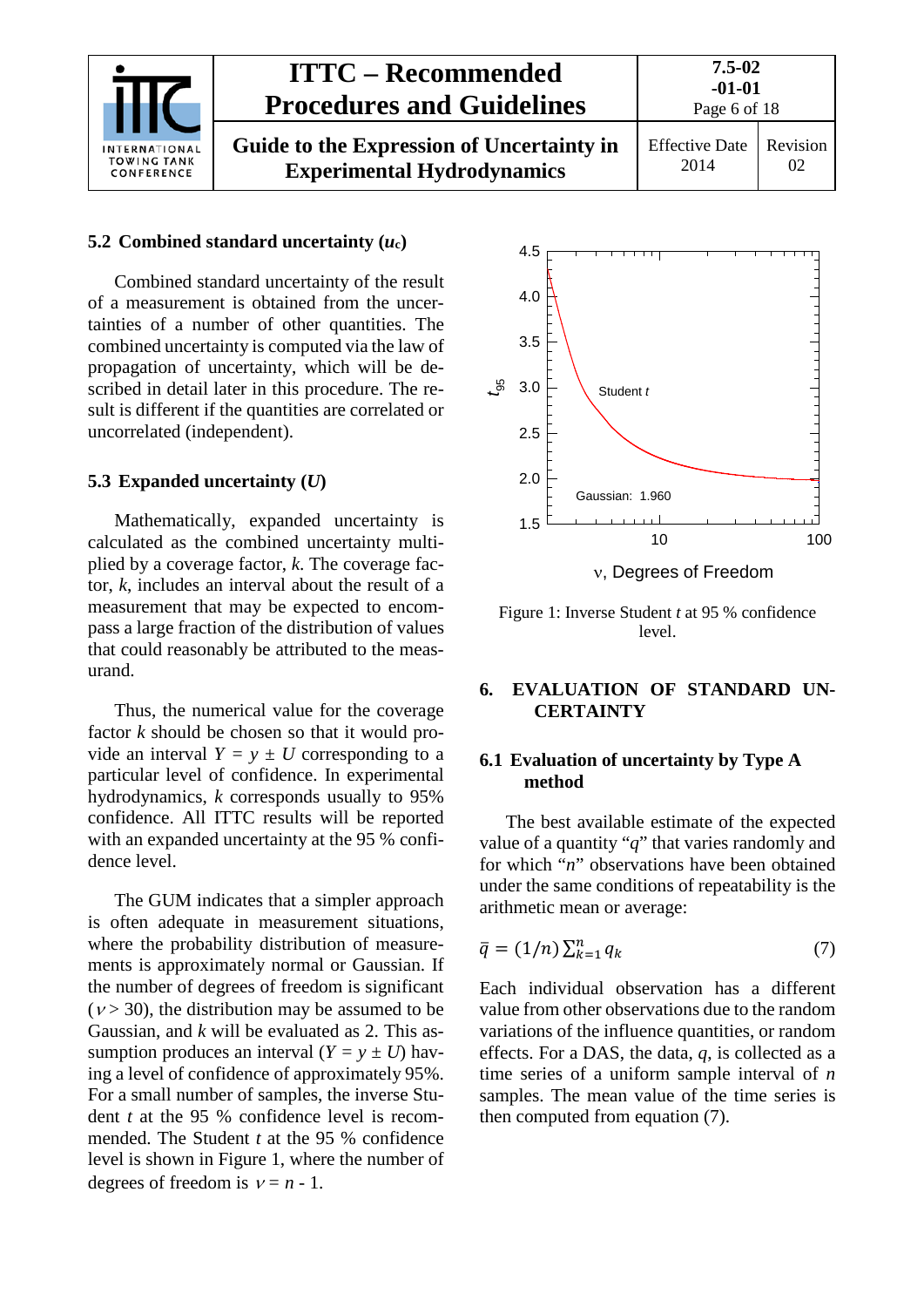### 5.2 Combined standard uncertainty ($u_c$)

Combined standard uncertainty of the result of a measurement is obtained from the uncertainties of a number of other quantities. The combined uncertainty is computed via the law of propagation of uncertainty, which will be described in detail later in this procedure. The result is different if the quantities are correlated or uncorrelated (independent).

### 5.3 Expanded uncertainty ($U$)

Mathematically, expanded uncertainty is calculated as the combined uncertainty multiplied by a coverage factor, *k*. The coverage factor, *k*, includes an interval about the result of a measurement that may be expected to encompass a large fraction of the distribution of values that could reasonably be attributed to the measurand.

Thus, the numerical value for the coverage factor *k* should be chosen so that it would provide an interval $Y = y \pm U$ corresponding to a particular level of confidence. In experimental hydrodynamics, *k* corresponds usually to 95% confidence. All ITTC results will be reported with an expanded uncertainty at the 95 % confidence level.

The GUM indicates that a simpler approach is often adequate in measurement situations, where the probability distribution of measurements is approximately normal or Gaussian. If the number of degrees of freedom is significant ($\nu > 30$), the distribution may be assumed to be Gaussian, and *k* will be evaluated as 2. This assumption produces an interval ($Y = y \pm U$) having a level of confidence of approximately 95%. For a small number of samples, the inverse Student *t* at the 95 % confidence level is recommended. The Student *t* at the 95 % confidence level is shown in Figure 1, where the number of degrees of freedom is $\nu = n - 1$.

Figure 1: Inverse Student *t* at 95 % confidence level.

## 6. EVALUATION OF STANDARD UNCERTAINTY

### 6.1 Evaluation of uncertainty by Type A method

The best available estimate of the expected value of a quantity "$q$" that varies randomly and for which "$n$" observations have been obtained under the same conditions of repeatability is the arithmetic mean or average:

$$\bar{q} = (1/n)\sum_{k=1}^{n} q_k \qquad (7)$$

Each individual observation has a different value from other observations due to the random variations of the influence quantities, or random effects. For a DAS, the data, $q$, is collected as a time series of a uniform sample interval of $n$ samples. The mean value of the time series is then computed from equation (7).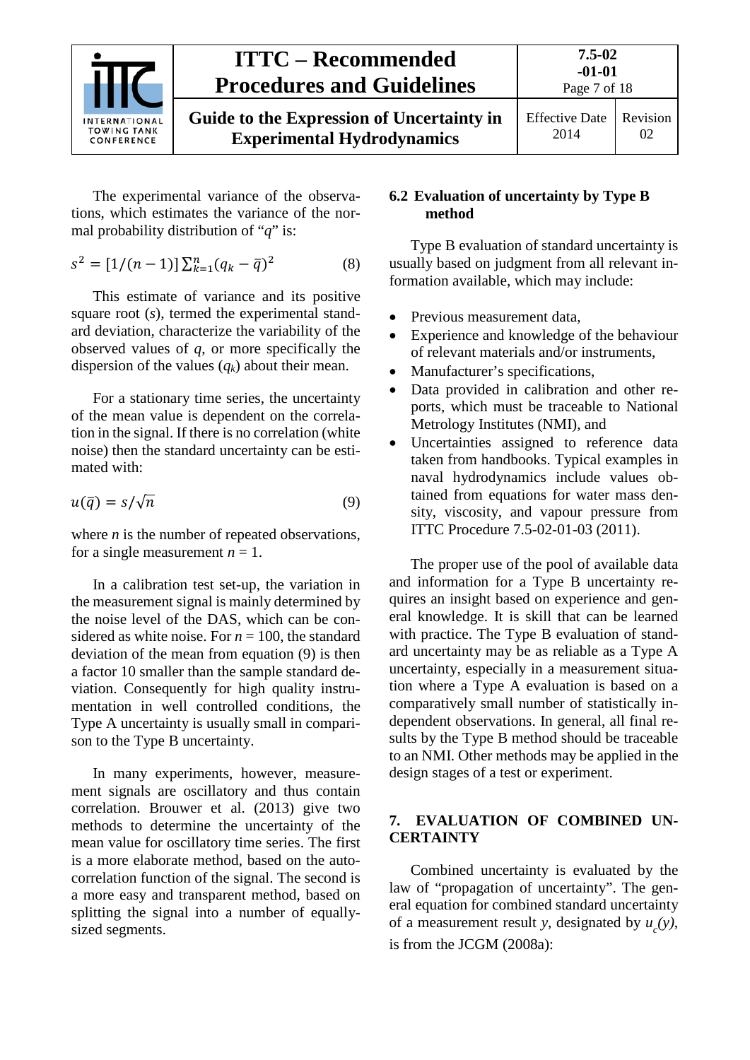The experimental variance of the observations, which estimates the variance of the normal probability distribution of "$q$" is:

$$s^2 = [1/(n-1)] \sum_{k=1}^{n} (q_k - \bar{q})^2 \quad (8)$$

This estimate of variance and its positive square root ($s$), termed the experimental standard deviation, characterize the variability of the observed values of $q$, or more specifically the dispersion of the values ($q_k$) about their mean.

For a stationary time series, the uncertainty of the mean value is dependent on the correlation in the signal. If there is no correlation (white noise) then the standard uncertainty can be estimated with:

$$u(\bar{q}) = s/\sqrt{n} \quad (9)$$

where $n$ is the number of repeated observations, for a single measurement $n = 1$.

In a calibration test set-up, the variation in the measurement signal is mainly determined by the noise level of the DAS, which can be considered as white noise. For $n = 100$, the standard deviation of the mean from equation (9) is then a factor 10 smaller than the sample standard deviation. Consequently for high quality instrumentation in well controlled conditions, the Type A uncertainty is usually small in comparison to the Type B uncertainty.

In many experiments, however, measurement signals are oscillatory and thus contain correlation. Brouwer et al. (2013) give two methods to determine the uncertainty of the mean value for oscillatory time series. The first is a more elaborate method, based on the autocorrelation function of the signal. The second is a more easy and transparent method, based on splitting the signal into a number of equally-sized segments.

## 6.2 Evaluation of uncertainty by Type B method

Type B evaluation of standard uncertainty is usually based on judgment from all relevant information available, which may include:

- Previous measurement data,
- Experience and knowledge of the behaviour of relevant materials and/or instruments,
- Manufacturer's specifications,
- Data provided in calibration and other reports, which must be traceable to National Metrology Institutes (NMI), and
- Uncertainties assigned to reference data taken from handbooks. Typical examples in naval hydrodynamics include values obtained from equations for water mass density, viscosity, and vapour pressure from ITTC Procedure 7.5-02-01-03 (2011).

The proper use of the pool of available data and information for a Type B uncertainty requires an insight based on experience and general knowledge. It is skill that can be learned with practice. The Type B evaluation of standard uncertainty may be as reliable as a Type A uncertainty, especially in a measurement situation where a Type A evaluation is based on a comparatively small number of statistically independent observations. In general, all final results by the Type B method should be traceable to an NMI. Other methods may be applied in the design stages of a test or experiment.

# 7. EVALUATION OF COMBINED UNCERTAINTY

Combined uncertainty is evaluated by the law of "propagation of uncertainty". The general equation for combined standard uncertainty of a measurement result $y$, designated by $u_c(y)$, is from the JCGM (2008a):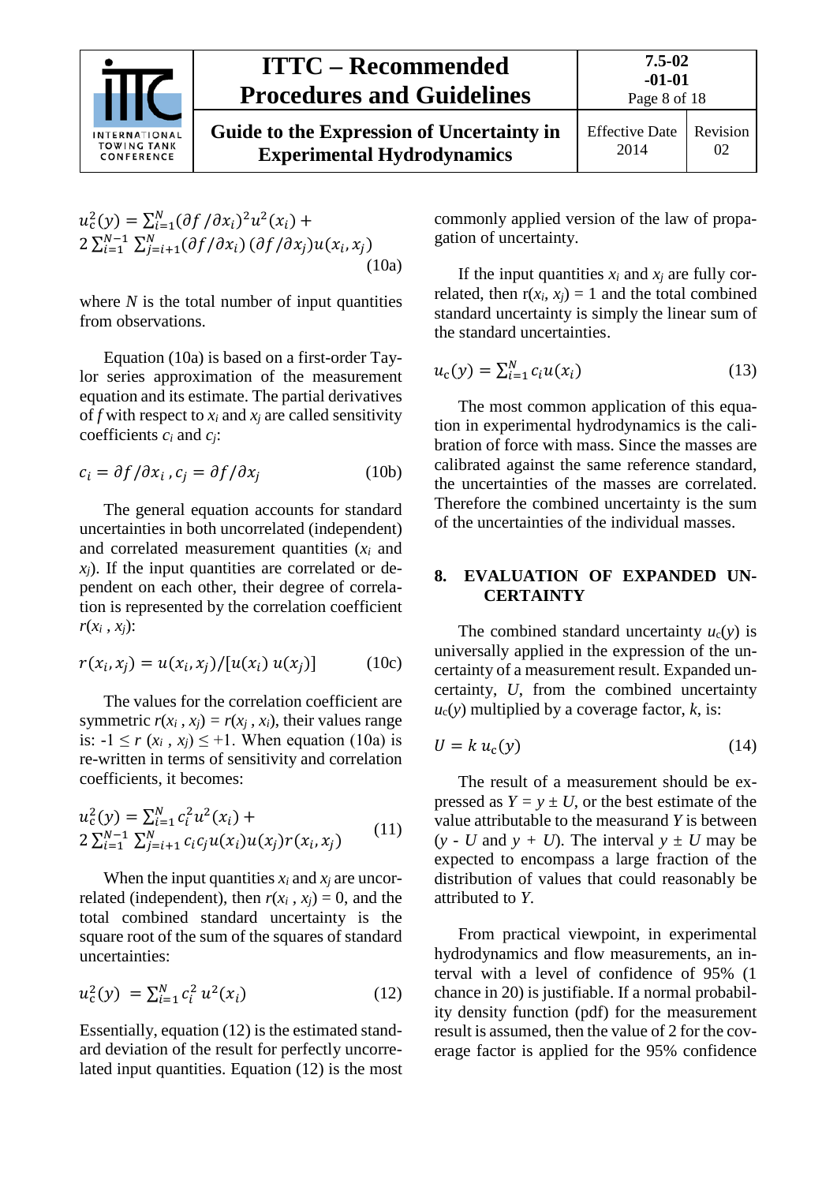$$u_c^2(y) = \sum_{i=1}^{N} (\partial f / \partial x_i)^2 u^2(x_i) + 2\sum_{i=1}^{N-1} \sum_{j=i+1}^{N} (\partial f / \partial x_i)(\partial f / \partial x_j) u(x_i, x_j) \tag{10a}$$

where $N$ is the total number of input quantities from observations.

Equation (10a) is based on a first-order Taylor series approximation of the measurement equation and its estimate. The partial derivatives of $f$ with respect to $x_i$ and $x_j$ are called sensitivity coefficients $c_i$ and $c_j$:

$$c_i = \partial f / \partial x_i \,, c_j = \partial f / \partial x_j \tag{10b}$$

The general equation accounts for standard uncertainties in both uncorrelated (independent) and correlated measurement quantities ($x_i$ and $x_j$). If the input quantities are correlated or dependent on each other, their degree of correlation is represented by the correlation coefficient $r(x_i \,, x_j)$:

$$r(x_i, x_j) = u(x_i, x_j) / [u(x_i)\, u(x_j)] \tag{10c}$$

The values for the correlation coefficient are symmetric $r(x_i \,, x_j) = r(x_j \,, x_i)$, their values range is: $-1 \leq r\,(x_i \,, x_j) \leq +1$. When equation (10a) is re-written in terms of sensitivity and correlation coefficients, it becomes:

$$u_c^2(y) = \sum_{i=1}^{N} c_i^2 u^2(x_i) + 2\sum_{i=1}^{N-1} \sum_{j=i+1}^{N} c_i c_j u(x_i) u(x_j) r(x_i, x_j) \tag{11}$$

When the input quantities $x_i$ and $x_j$ are uncorrelated (independent), then $r(x_i \,, x_j) = 0$, and the total combined standard uncertainty is the square root of the sum of the squares of standard uncertainties:

$$u_c^2(y) = \sum_{i=1}^{N} c_i^2\, u^2(x_i) \tag{12}$$

Essentially, equation (12) is the estimated standard deviation of the result for perfectly uncorrelated input quantities. Equation (12) is the most commonly applied version of the law of propagation of uncertainty.

If the input quantities $x_i$ and $x_j$ are fully correlated, then $r(x_i, x_j) = 1$ and the total combined standard uncertainty is simply the linear sum of the standard uncertainties.

$$u_c(y) = \sum_{i=1}^{N} c_i u(x_i) \tag{13}$$

The most common application of this equation in experimental hydrodynamics is the calibration of force with mass. Since the masses are calibrated against the same reference standard, the uncertainties of the masses are correlated. Therefore the combined uncertainty is the sum of the uncertainties of the individual masses.

## 8. EVALUATION OF EXPANDED UNCERTAINTY

The combined standard uncertainty $u_c(y)$ is universally applied in the expression of the uncertainty of a measurement result. Expanded uncertainty, $U$, from the combined uncertainty $u_c(y)$ multiplied by a coverage factor, $k$, is:

$$U = k\, u_c(y) \tag{14}$$

The result of a measurement should be expressed as $Y = y \pm U$, or the best estimate of the value attributable to the measurand $Y$ is between ($y$ - $U$ and $y$ + $U$). The interval $y \pm U$ may be expected to encompass a large fraction of the distribution of values that could reasonably be attributed to $Y$.

From practical viewpoint, in experimental hydrodynamics and flow measurements, an interval with a level of confidence of 95% (1 chance in 20) is justifiable. If a normal probability density function (pdf) for the measurement result is assumed, then the value of 2 for the coverage factor is applied for the 95% confidence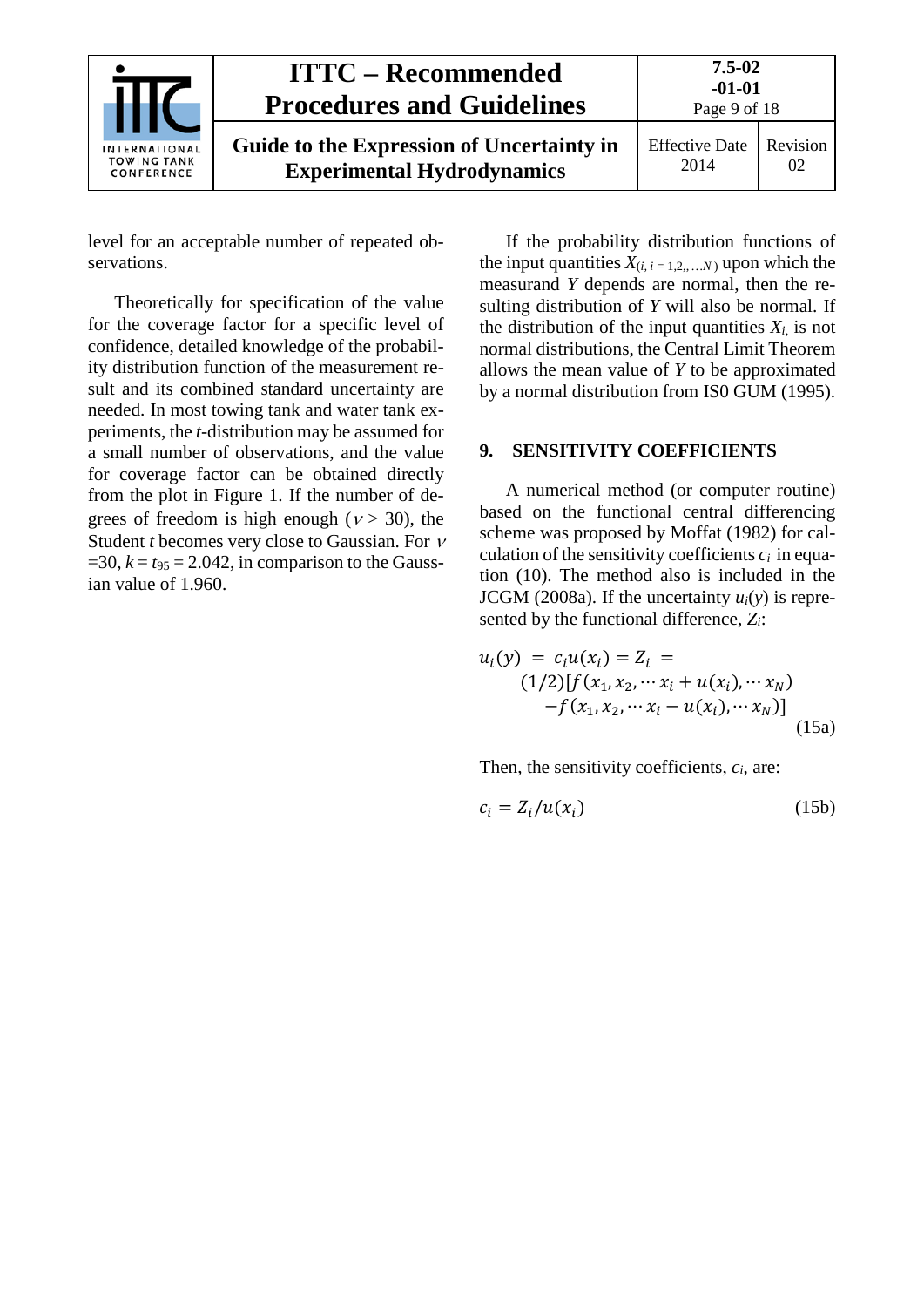level for an acceptable number of repeated observations.

Theoretically for specification of the value for the coverage factor for a specific level of confidence, detailed knowledge of the probability distribution function of the measurement result and its combined standard uncertainty are needed. In most towing tank and water tank experiments, the *t*-distribution may be assumed for a small number of observations, and the value for coverage factor can be obtained directly from the plot in Figure 1. If the number of degrees of freedom is high enough ($\nu > 30$), the Student *t* becomes very close to Gaussian. For $\nu = 30$, $k = t_{95} = 2.042$, in comparison to the Gaussian value of 1.960.

If the probability distribution functions of the input quantities $X_{(i,\, i\, =\, 1,2,,\ldots N)}$ upon which the measurand $Y$ depends are normal, then the resulting distribution of $Y$ will also be normal. If the distribution of the input quantities $X_i$, is not normal distributions, the Central Limit Theorem allows the mean value of $Y$ to be approximated by a normal distribution from IS0 GUM (1995).

## 9. SENSITIVITY COEFFICIENTS

A numerical method (or computer routine) based on the functional central differencing scheme was proposed by Moffat (1982) for calculation of the sensitivity coefficients $c_i$ in equation (10). The method also is included in the JCGM (2008a). If the uncertainty $u_i(y)$ is represented by the functional difference, $Z_i$:

$$u_i(y) = c_i u(x_i) = Z_i = (1/2)[f(x_1, x_2, \cdots x_i + u(x_i), \cdots x_N) - f(x_1, x_2, \cdots x_i - u(x_i), \cdots x_N)] \tag{15a}$$

Then, the sensitivity coefficients, $c_i$, are:

$$c_i = Z_i / u(x_i) \tag{15b}$$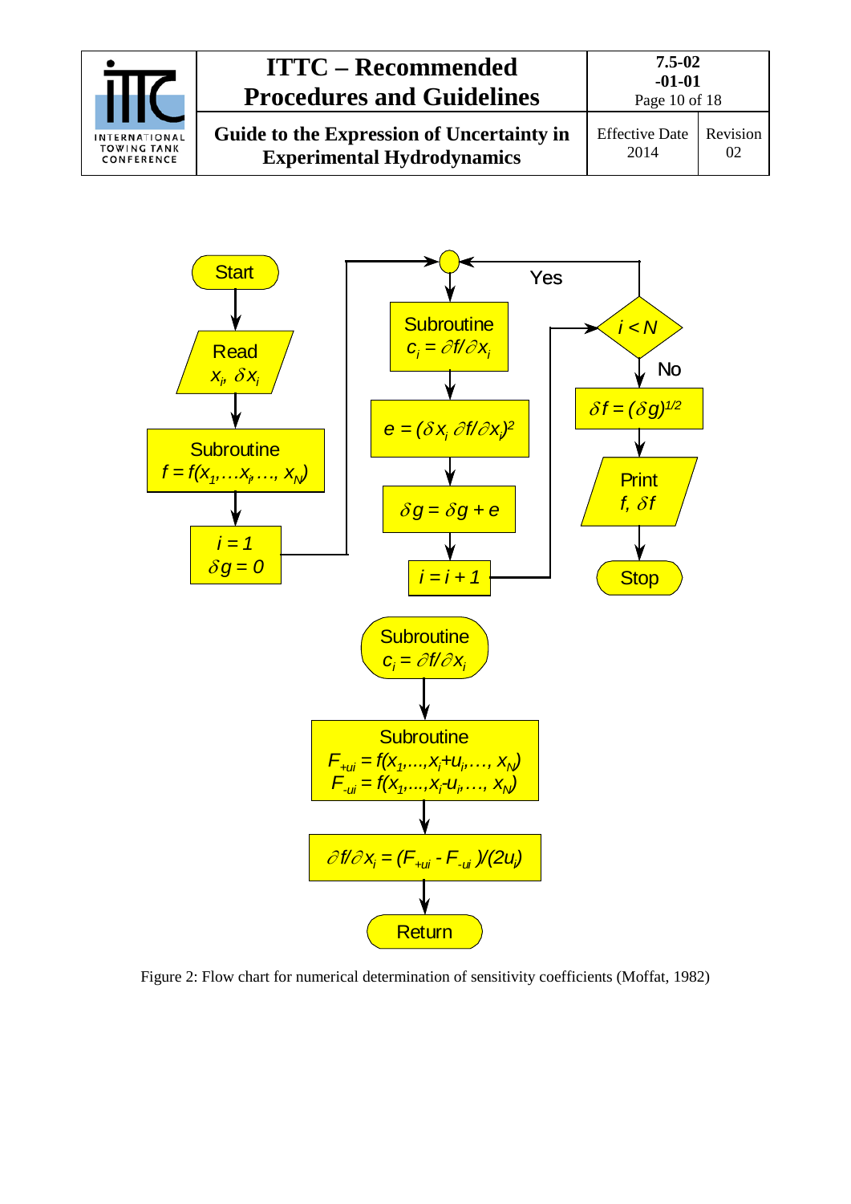Figure 2: Flow chart for numerical determination of sensitivity coefficients (Moffat, 1982)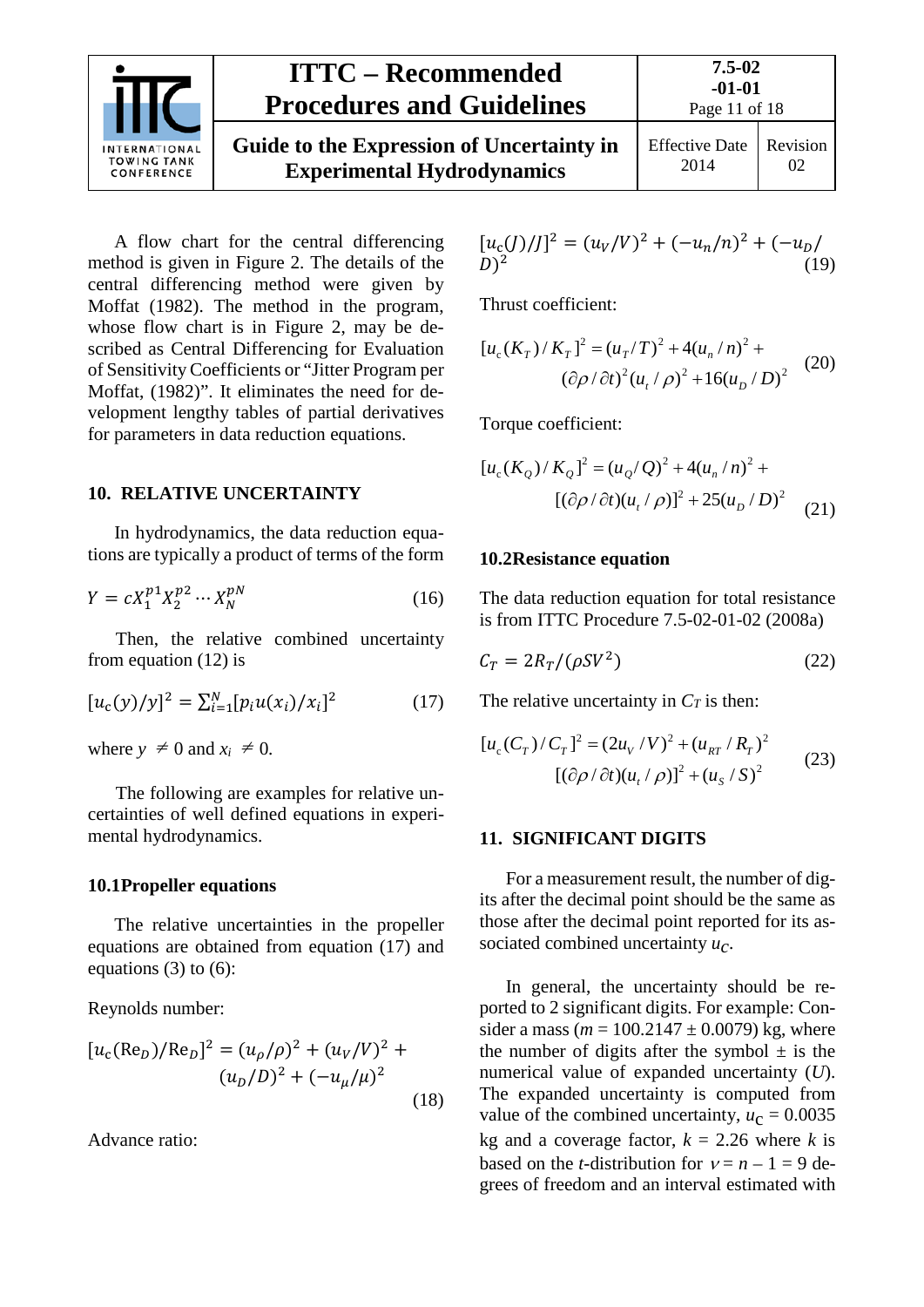A flow chart for the central differencing method is given in Figure 2. The details of the central differencing method were given by Moffat (1982). The method in the program, whose flow chart is in Figure 2, may be described as Central Differencing for Evaluation of Sensitivity Coefficients or "Jitter Program per Moffat, (1982)". It eliminates the need for development lengthy tables of partial derivatives for parameters in data reduction equations.

## 10. RELATIVE UNCERTAINTY

In hydrodynamics, the data reduction equations are typically a product of terms of the form

$$Y = cX_1^{p1}X_2^{p2}\cdots X_N^{pN} \tag{16}$$

Then, the relative combined uncertainty from equation (12) is

$$[u_c(y)/y]^2 = \sum_{i=1}^{N}[p_i u(x_i)/x_i]^2 \tag{17}$$

where $y \neq 0$ and $x_i \neq 0$.

The following are examples for relative uncertainties of well defined equations in experimental hydrodynamics.

### 10.1 Propeller equations

The relative uncertainties in the propeller equations are obtained from equation (17) and equations (3) to (6):

Reynolds number:

$$[u_c(\mathrm{Re}_D)/\mathrm{Re}_D]^2 = (u_\rho/\rho)^2 + (u_V/V)^2 + (u_D/D)^2 + (-u_\mu/\mu)^2 \tag{18}$$

Advance ratio:

$$[u_c(J)/J]^2 = (u_V/V)^2 + (-u_n/n)^2 + (-u_D/D)^2 \tag{19}$$

Thrust coefficient:

$$[u_c(K_T)/K_T]^2 = (u_T/T)^2 + 4(u_n/n)^2 + (\partial\rho/\partial t)^2(u_t/\rho)^2 + 16(u_D/D)^2 \tag{20}$$

Torque coefficient:

$$[u_c(K_Q)/K_Q]^2 = (u_Q/Q)^2 + 4(u_n/n)^2 + [(\partial\rho/\partial t)(u_t/\rho)]^2 + 25(u_D/D)^2 \tag{21}$$

### 10.2 Resistance equation

The data reduction equation for total resistance is from ITTC Procedure 7.5-02-01-02 (2008a)

$$C_T = 2R_T/(\rho S V^2) \tag{22}$$

The relative uncertainty in $C_T$ is then:

$$[u_c(C_T)/C_T]^2 = (2u_V/V)^2 + (u_{RT}/R_T)^2 [(\partial\rho/\partial t)(u_t/\rho)]^2 + (u_S/S)^2 \tag{23}$$

## 11. SIGNIFICANT DIGITS

For a measurement result, the number of digits after the decimal point should be the same as those after the decimal point reported for its associated combined uncertainty $u_C$.

In general, the uncertainty should be reported to 2 significant digits. For example: Consider a mass ($m = 100.2147 \pm 0.0079$) kg, where the number of digits after the symbol ± is the numerical value of expanded uncertainty ($U$). The expanded uncertainty is computed from value of the combined uncertainty, $u_C = 0.0035$ kg and a coverage factor, $k = 2.26$ where $k$ is based on the $t$-distribution for $\nu = n - 1 = 9$ degrees of freedom and an interval estimated with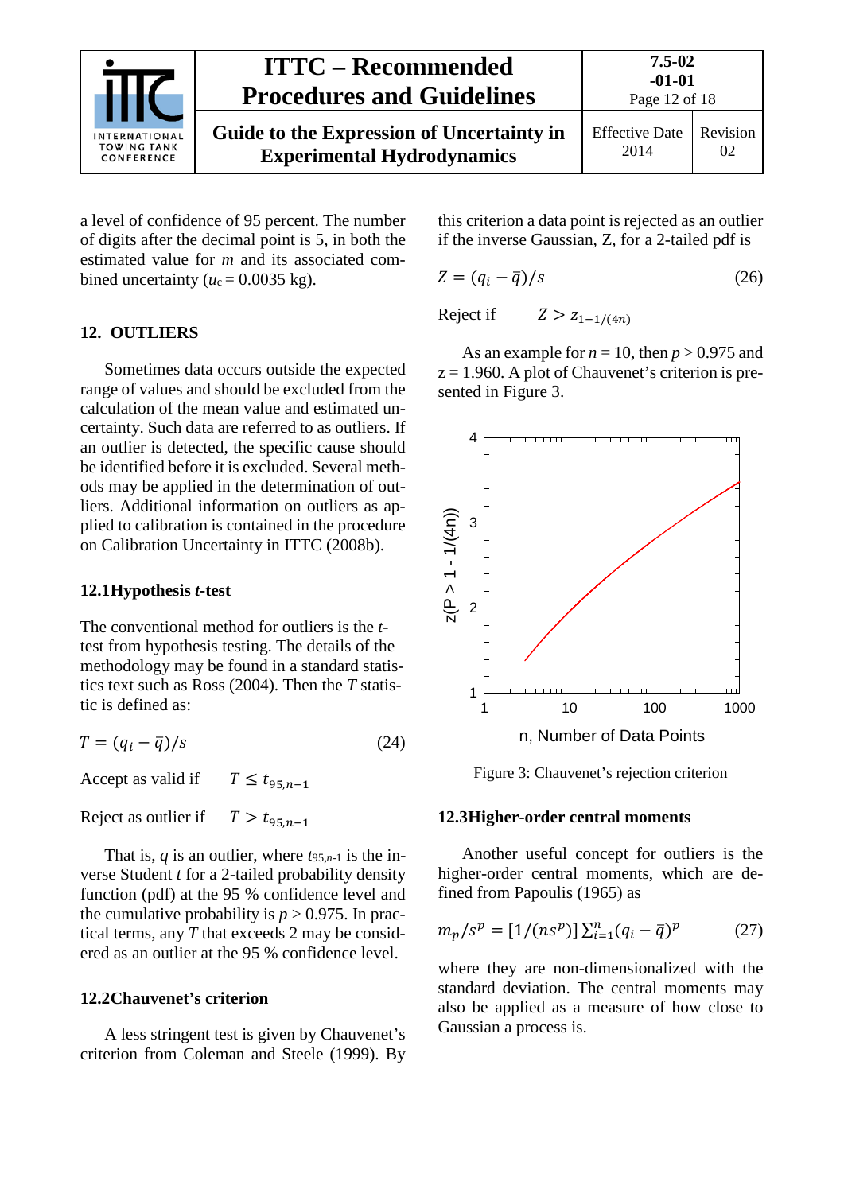a level of confidence of 95 percent. The number of digits after the decimal point is 5, in both the estimated value for $m$ and its associated combined uncertainty ($u_c = 0.0035$ kg).

## 12. OUTLIERS

Sometimes data occurs outside the expected range of values and should be excluded from the calculation of the mean value and estimated uncertainty. Such data are referred to as outliers. If an outlier is detected, the specific cause should be identified before it is excluded. Several methods may be applied in the determination of outliers. Additional information on outliers as applied to calibration is contained in the procedure on Calibration Uncertainty in ITTC (2008b).

### 12.1 Hypothesis *t*-test

The conventional method for outliers is the $t$-test from hypothesis testing. The details of the methodology may be found in a standard statistics text such as Ross (2004). Then the $T$ statistic is defined as:

$$T = (q_i - \bar{q})/s \tag{24}$$

Accept as valid if $\quad T \leq t_{95,n-1}$

Reject as outlier if $\quad T > t_{95,n-1}$

That is, $q$ is an outlier, where $t_{95,n-1}$ is the inverse Student $t$ for a 2-tailed probability density function (pdf) at the 95 % confidence level and the cumulative probability is $p > 0.975$. In practical terms, any $T$ that exceeds 2 may be considered as an outlier at the 95 % confidence level.

### 12.2 Chauvenet's criterion

A less stringent test is given by Chauvenet's criterion from Coleman and Steele (1999). By this criterion a data point is rejected as an outlier if the inverse Gaussian, Z, for a 2-tailed pdf is

$$Z = (q_i - \bar{q})/s \tag{26}$$

Reject if $\quad Z > z_{1-1/(4n)}$

As an example for $n = 10$, then $p > 0.975$ and $z = 1.960$. A plot of Chauvenet's criterion is presented in Figure 3.

Figure 3: Chauvenet's rejection criterion

### 12.3 Higher-order central moments

Another useful concept for outliers is the higher-order central moments, which are defined from Papoulis (1965) as

$$m_p/s^p = [1/(ns^p)]\sum_{i=1}^{n}(q_i - \bar{q})^p \tag{27}$$

where they are non-dimensionalized with the standard deviation. The central moments may also be applied as a measure of how close to Gaussian a process is.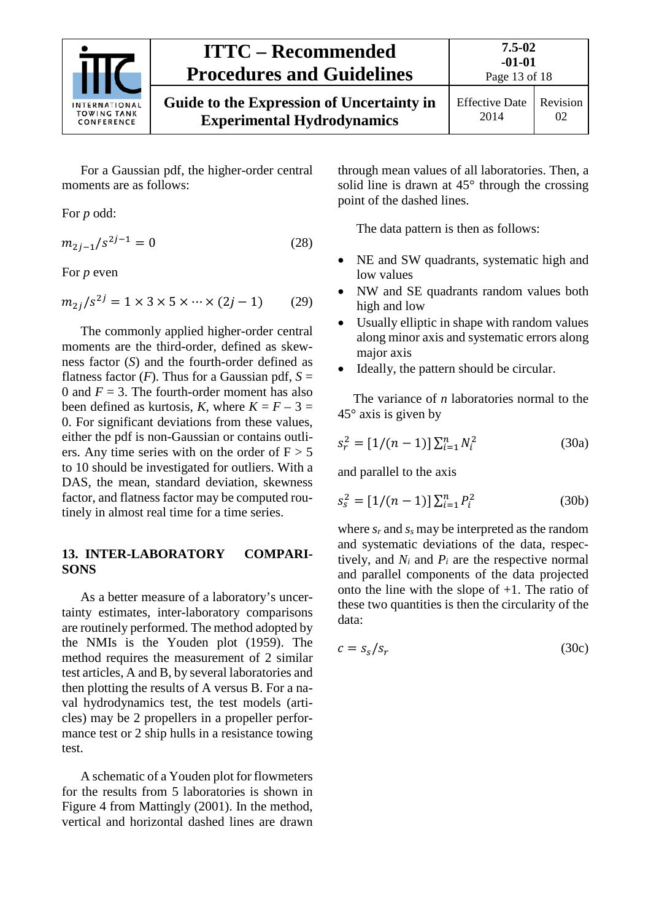For a Gaussian pdf, the higher-order central moments are as follows:

For *p* odd:

$$m_{2j-1}/s^{2j-1} = 0 \tag{28}$$

For *p* even

$$m_{2j}/s^{2j} = 1 \times 3 \times 5 \times \cdots \times (2j-1) \tag{29}$$

The commonly applied higher-order central moments are the third-order, defined as skewness factor ($S$) and the fourth-order defined as flatness factor ($F$). Thus for a Gaussian pdf, $S$ = 0 and $F$ = 3. The fourth-order moment has also been defined as kurtosis, $K$, where $K = F - 3 = 0$. For significant deviations from these values, either the pdf is non-Gaussian or contains outliers. Any time series with on the order of F > 5 to 10 should be investigated for outliers. With a DAS, the mean, standard deviation, skewness factor, and flatness factor may be computed routinely in almost real time for a time series.

## 13. INTER-LABORATORY COMPARISONS

As a better measure of a laboratory's uncertainty estimates, inter-laboratory comparisons are routinely performed. The method adopted by the NMIs is the Youden plot (1959). The method requires the measurement of 2 similar test articles, A and B, by several laboratories and then plotting the results of A versus B. For a naval hydrodynamics test, the test models (articles) may be 2 propellers in a propeller performance test or 2 ship hulls in a resistance towing test.

A schematic of a Youden plot for flowmeters for the results from 5 laboratories is shown in Figure 4 from Mattingly (2001). In the method, vertical and horizontal dashed lines are drawn through mean values of all laboratories. Then, a solid line is drawn at 45° through the crossing point of the dashed lines.

The data pattern is then as follows:

- NE and SW quadrants, systematic high and low values
- NW and SE quadrants random values both high and low
- Usually elliptic in shape with random values along minor axis and systematic errors along major axis
- Ideally, the pattern should be circular.

The variance of $n$ laboratories normal to the 45° axis is given by

$$s_r^2 = [1/(n-1)]\sum_{i=1}^{n} N_i^2 \tag{30a}$$

and parallel to the axis

$$s_s^2 = [1/(n-1)]\sum_{i=1}^{n} P_i^2 \tag{30b}$$

where $s_r$ and $s_s$ may be interpreted as the random and systematic deviations of the data, respectively, and $N_i$ and $P_i$ are the respective normal and parallel components of the data projected onto the line with the slope of +1. The ratio of these two quantities is then the circularity of the data:

$$c = s_s/s_r \tag{30c}$$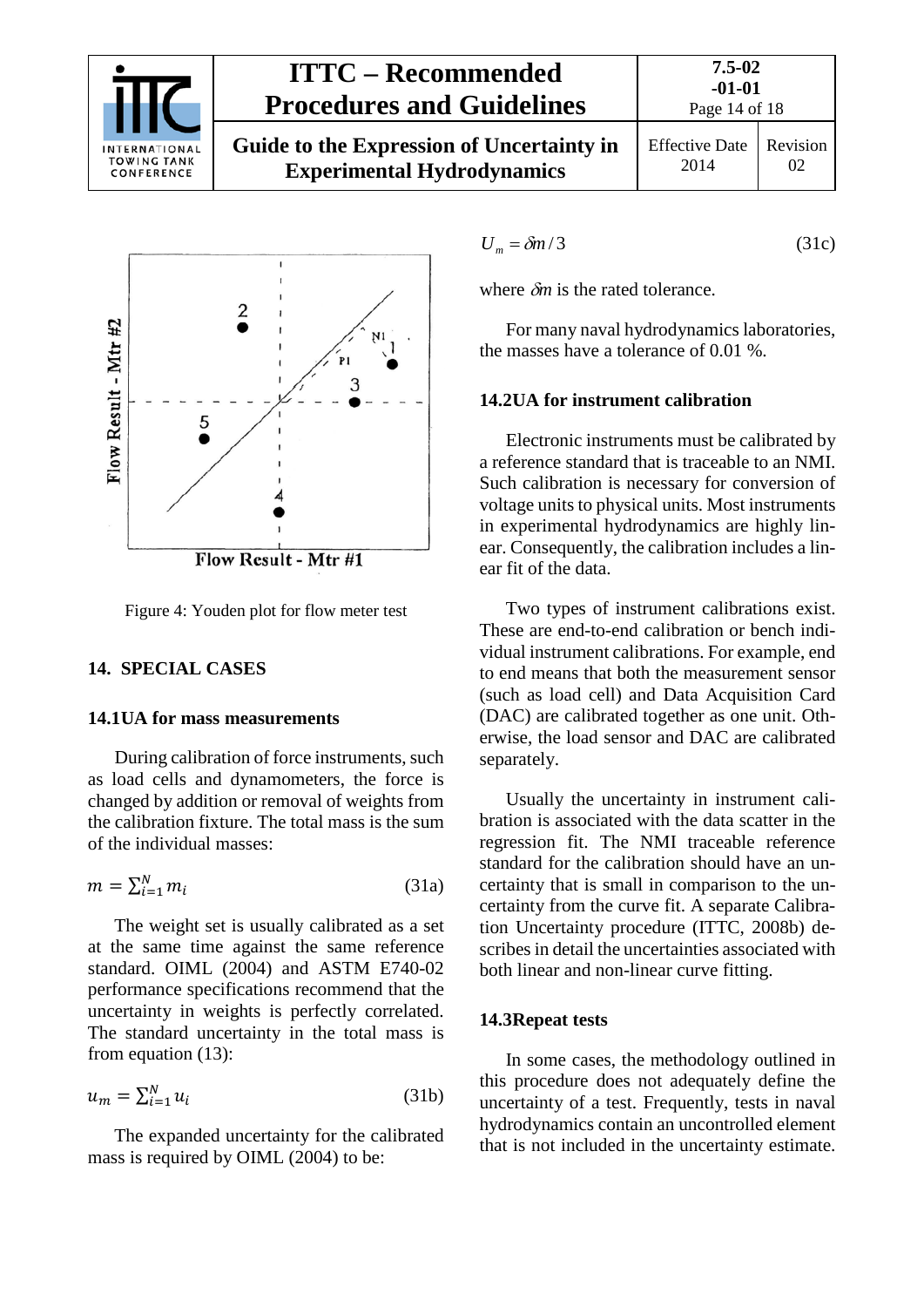Figure 4: Youden plot for flow meter test

## 14. SPECIAL CASES

### 14.1 UA for mass measurements

During calibration of force instruments, such as load cells and dynamometers, the force is changed by addition or removal of weights from the calibration fixture. The total mass is the sum of the individual masses:

$$m = \sum_{i=1}^{N} m_i \tag{31a}$$

The weight set is usually calibrated as a set at the same time against the same reference standard. OIML (2004) and ASTM E740-02 performance specifications recommend that the uncertainty in weights is perfectly correlated. The standard uncertainty in the total mass is from equation (13):

$$u_m = \sum_{i=1}^{N} u_i \tag{31b}$$

The expanded uncertainty for the calibrated mass is required by OIML (2004) to be:

$$U_m = \delta m / 3 \tag{31c}$$

where $\delta m$ is the rated tolerance.

For many naval hydrodynamics laboratories, the masses have a tolerance of 0.01 %.

### 14.2 UA for instrument calibration

Electronic instruments must be calibrated by a reference standard that is traceable to an NMI. Such calibration is necessary for conversion of voltage units to physical units. Most instruments in experimental hydrodynamics are highly linear. Consequently, the calibration includes a linear fit of the data.

Two types of instrument calibrations exist. These are end-to-end calibration or bench individual instrument calibrations. For example, end to end means that both the measurement sensor (such as load cell) and Data Acquisition Card (DAC) are calibrated together as one unit. Otherwise, the load sensor and DAC are calibrated separately.

Usually the uncertainty in instrument calibration is associated with the data scatter in the regression fit. The NMI traceable reference standard for the calibration should have an uncertainty that is small in comparison to the uncertainty from the curve fit. A separate Calibration Uncertainty procedure (ITTC, 2008b) describes in detail the uncertainties associated with both linear and non-linear curve fitting.

### 14.3 Repeat tests

In some cases, the methodology outlined in this procedure does not adequately define the uncertainty of a test. Frequently, tests in naval hydrodynamics contain an uncontrolled element that is not included in the uncertainty estimate.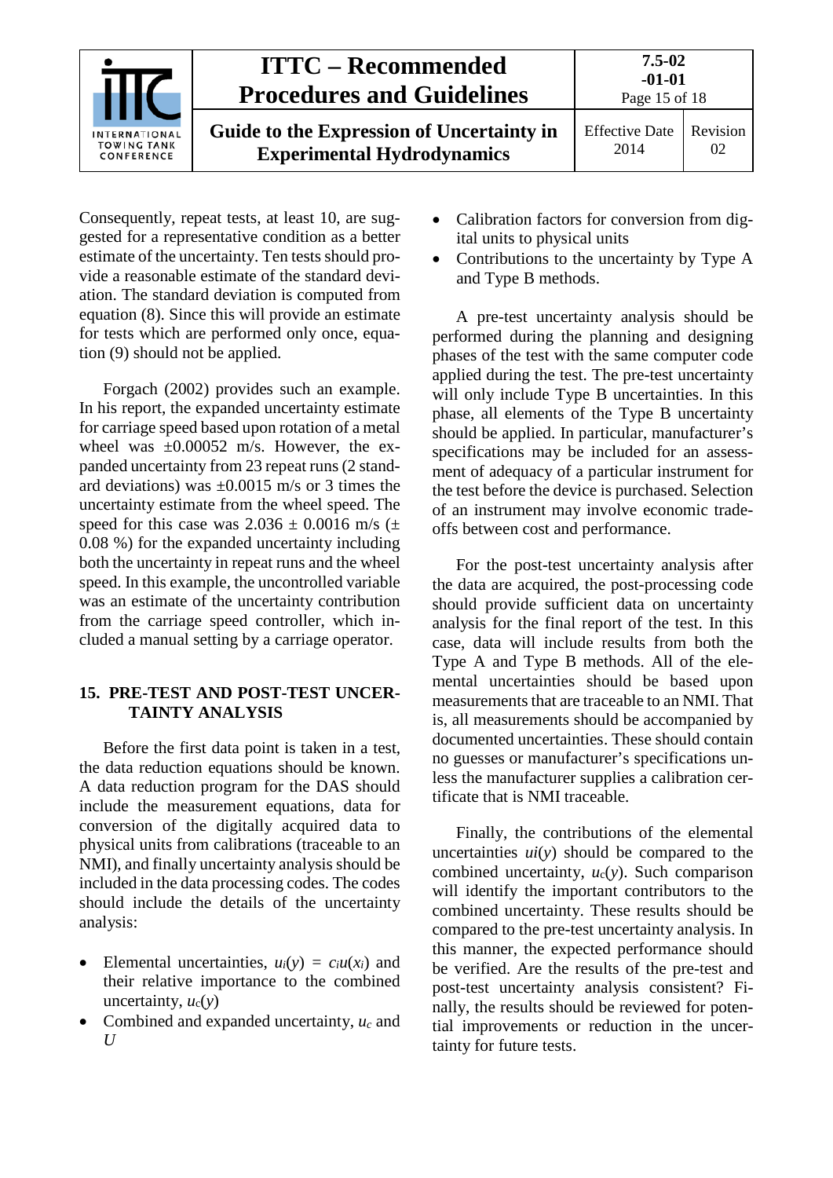Consequently, repeat tests, at least 10, are suggested for a representative condition as a better estimate of the uncertainty. Ten tests should provide a reasonable estimate of the standard deviation. The standard deviation is computed from equation (8). Since this will provide an estimate for tests which are performed only once, equation (9) should not be applied.

Forgach (2002) provides such an example. In his report, the expanded uncertainty estimate for carriage speed based upon rotation of a metal wheel was ±0.00052 m/s. However, the expanded uncertainty from 23 repeat runs (2 standard deviations) was ±0.0015 m/s or 3 times the uncertainty estimate from the wheel speed. The speed for this case was 2.036 ± 0.0016 m/s (± 0.08 %) for the expanded uncertainty including both the uncertainty in repeat runs and the wheel speed. In this example, the uncontrolled variable was an estimate of the uncertainty contribution from the carriage speed controller, which included a manual setting by a carriage operator.

## 15. PRE-TEST AND POST-TEST UNCERTAINTY ANALYSIS

Before the first data point is taken in a test, the data reduction equations should be known. A data reduction program for the DAS should include the measurement equations, data for conversion of the digitally acquired data to physical units from calibrations (traceable to an NMI), and finally uncertainty analysis should be included in the data processing codes. The codes should include the details of the uncertainty analysis:

- Elemental uncertainties, $u_i(y) = c_i u(x_i)$ and their relative importance to the combined uncertainty, $u_c(y)$
- Combined and expanded uncertainty, $u_c$ and $U$
- Calibration factors for conversion from digital units to physical units
- Contributions to the uncertainty by Type A and Type B methods.

A pre-test uncertainty analysis should be performed during the planning and designing phases of the test with the same computer code applied during the test. The pre-test uncertainty will only include Type B uncertainties. In this phase, all elements of the Type B uncertainty should be applied. In particular, manufacturer's specifications may be included for an assessment of adequacy of a particular instrument for the test before the device is purchased. Selection of an instrument may involve economic trade-offs between cost and performance.

For the post-test uncertainty analysis after the data are acquired, the post-processing code should provide sufficient data on uncertainty analysis for the final report of the test. In this case, data will include results from both the Type A and Type B methods. All of the elemental uncertainties should be based upon measurements that are traceable to an NMI. That is, all measurements should be accompanied by documented uncertainties. These should contain no guesses or manufacturer's specifications unless the manufacturer supplies a calibration certificate that is NMI traceable.

Finally, the contributions of the elemental uncertainties $ui(y)$ should be compared to the combined uncertainty, $u_c(y)$. Such comparison will identify the important contributors to the combined uncertainty. These results should be compared to the pre-test uncertainty analysis. In this manner, the expected performance should be verified. Are the results of the pre-test and post-test uncertainty analysis consistent? Finally, the results should be reviewed for potential improvements or reduction in the uncertainty for future tests.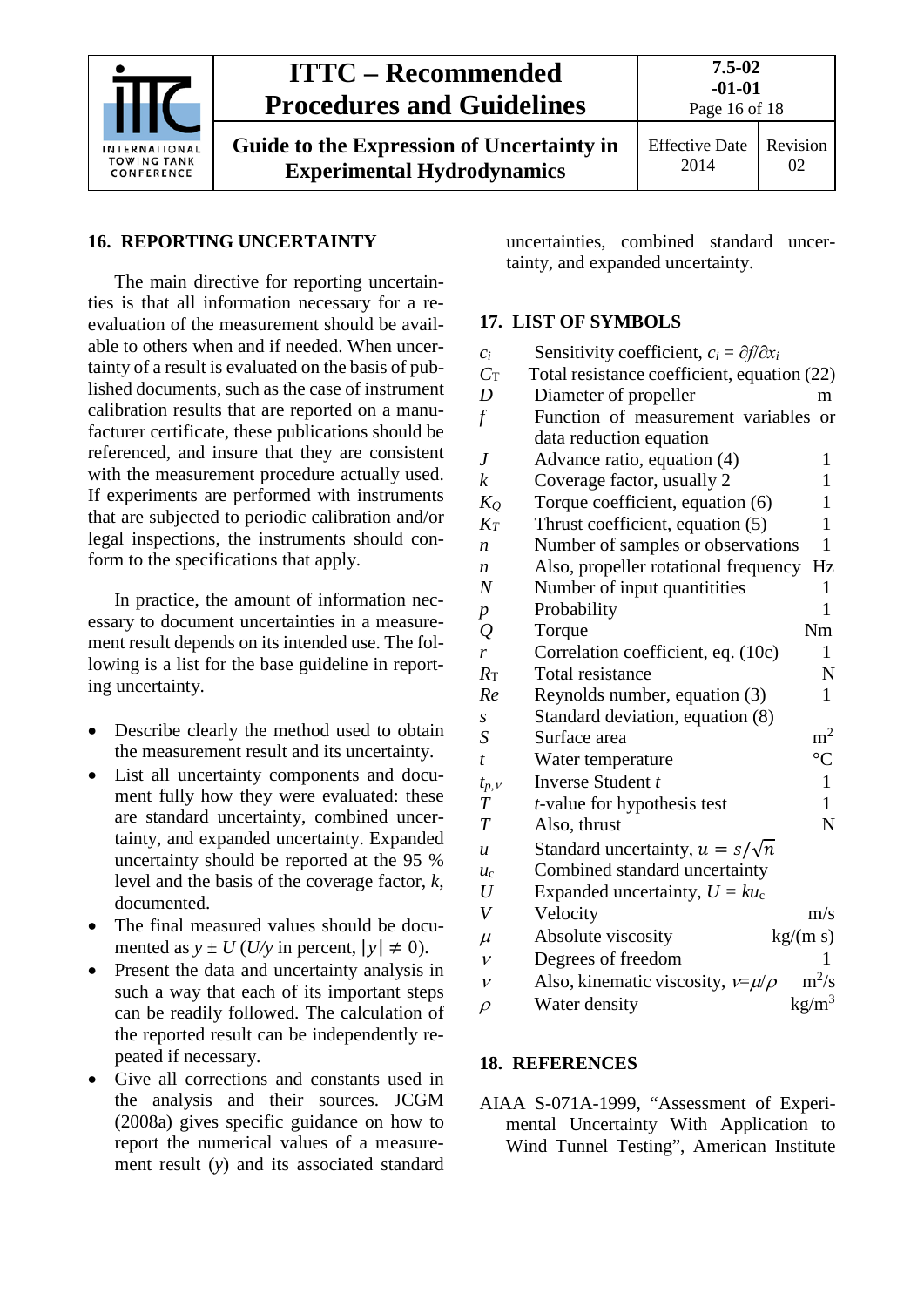## 16. REPORTING UNCERTAINTY

The main directive for reporting uncertainties is that all information necessary for a re-evaluation of the measurement should be available to others when and if needed. When uncertainty of a result is evaluated on the basis of published documents, such as the case of instrument calibration results that are reported on a manufacturer certificate, these publications should be referenced, and insure that they are consistent with the measurement procedure actually used. If experiments are performed with instruments that are subjected to periodic calibration and/or legal inspections, the instruments should conform to the specifications that apply.

In practice, the amount of information necessary to document uncertainties in a measurement result depends on its intended use. The following is a list for the base guideline in reporting uncertainty.

- Describe clearly the method used to obtain the measurement result and its uncertainty.
- List all uncertainty components and document fully how they were evaluated: these are standard uncertainty, combined uncertainty, and expanded uncertainty. Expanded uncertainty should be reported at the 95 % level and the basis of the coverage factor, $k$, documented.
- The final measured values should be documented as $y \pm U$ ($U/y$ in percent, $|y| \neq 0$).
- Present the data and uncertainty analysis in such a way that each of its important steps can be readily followed. The calculation of the reported result can be independently repeated if necessary.
- Give all corrections and constants used in the analysis and their sources. JCGM (2008a) gives specific guidance on how to report the numerical values of a measurement result ($y$) and its associated standard uncertainties, combined standard uncertainty, and expanded uncertainty.

## 17. LIST OF SYMBOLS

| Symbol | Description | Unit |
|---|---|---|
| $c_i$ | Sensitivity coefficient, $c_i = \partial f/\partial x_i$ | |
| $C_T$ | Total resistance coefficient, equation (22) | |
| $D$ | Diameter of propeller | m |
| $f$ | Function of measurement variables or data reduction equation | |
| $J$ | Advance ratio, equation (4) | 1 |
| $k$ | Coverage factor, usually 2 | 1 |
| $K_Q$ | Torque coefficient, equation (6) | 1 |
| $K_T$ | Thrust coefficient, equation (5) | 1 |
| $n$ | Number of samples or observations | 1 |
| $n$ | Also, propeller rotational frequency | Hz |
| $N$ | Number of input quantities | 1 |
| $p$ | Probability | 1 |
| $Q$ | Torque | Nm |
| $r$ | Correlation coefficient, eq. (10c) | 1 |
| $R_T$ | Total resistance | N |
| $Re$ | Reynolds number, equation (3) | 1 |
| $s$ | Standard deviation, equation (8) | |
| $S$ | Surface area | m$^2$ |
| $t$ | Water temperature | °C |
| $t_{p,\nu}$ | Inverse Student $t$ | 1 |
| $T$ | $t$-value for hypothesis test | 1 |
| $T$ | Also, thrust | N |
| $u$ | Standard uncertainty, $u = s/\sqrt{n}$ | |
| $u_c$ | Combined standard uncertainty | |
| $U$ | Expanded uncertainty, $U = ku_c$ | |
| $V$ | Velocity | m/s |
| $\mu$ | Absolute viscosity | kg/(m s) |
| $\nu$ | Degrees of freedom | 1 |
| $\nu$ | Also, kinematic viscosity, $\nu = \mu/\rho$ | m$^2$/s |
| $\rho$ | Water density | kg/m$^3$ |

## 18. REFERENCES

AIAA S-071A-1999, "Assessment of Experimental Uncertainty With Application to Wind Tunnel Testing", American Institute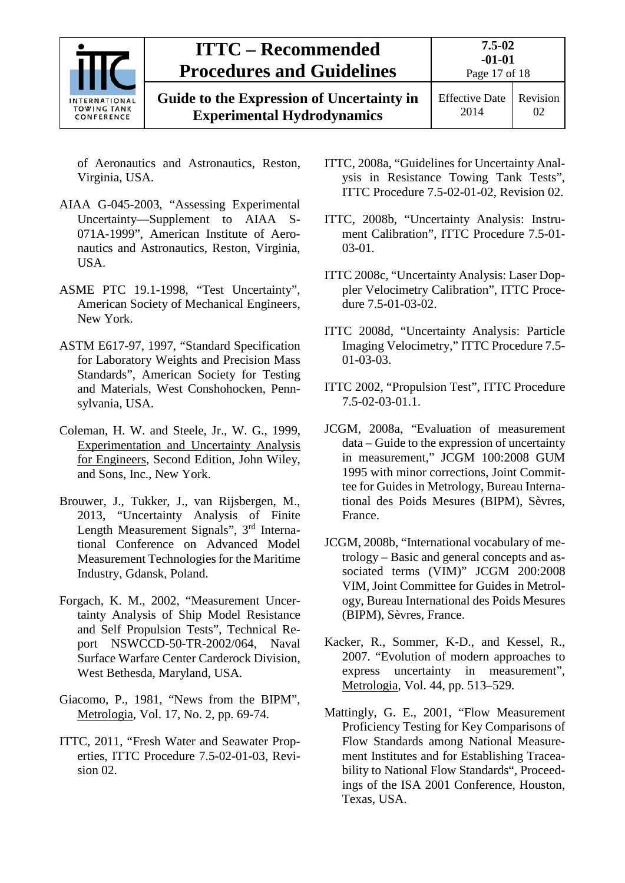of Aeronautics and Astronautics, Reston, Virginia, USA.

AIAA G-045-2003, "Assessing Experimental Uncertainty—Supplement to AIAA S-071A-1999", American Institute of Aeronautics and Astronautics, Reston, Virginia, USA.

ASME PTC 19.1-1998, "Test Uncertainty", American Society of Mechanical Engineers, New York.

ASTM E617-97, 1997, "Standard Specification for Laboratory Weights and Precision Mass Standards", American Society for Testing and Materials, West Conshohocken, Pennsylvania, USA.

Coleman, H. W. and Steele, Jr., W. G., 1999, Experimentation and Uncertainty Analysis for Engineers, Second Edition, John Wiley, and Sons, Inc., New York.

Brouwer, J., Tukker, J., van Rijsbergen, M., 2013, "Uncertainty Analysis of Finite Length Measurement Signals", 3rd International Conference on Advanced Model Measurement Technologies for the Maritime Industry, Gdansk, Poland.

Forgach, K. M., 2002, "Measurement Uncertainty Analysis of Ship Model Resistance and Self Propulsion Tests", Technical Report NSWCCD-50-TR-2002/064, Naval Surface Warfare Center Carderock Division, West Bethesda, Maryland, USA.

Giacomo, P., 1981, "News from the BIPM", Metrologia, Vol. 17, No. 2, pp. 69-74.

ITTC, 2011, "Fresh Water and Seawater Properties, ITTC Procedure 7.5-02-01-03, Revision 02.

ITTC, 2008a, "Guidelines for Uncertainty Analysis in Resistance Towing Tank Tests", ITTC Procedure 7.5-02-01-02, Revision 02.

ITTC, 2008b, "Uncertainty Analysis: Instrument Calibration", ITTC Procedure 7.5-01-03-01.

ITTC 2008c, "Uncertainty Analysis: Laser Doppler Velocimetry Calibration", ITTC Procedure 7.5-01-03-02.

ITTC 2008d, "Uncertainty Analysis: Particle Imaging Velocimetry," ITTC Procedure 7.5-01-03-03.

ITTC 2002, "Propulsion Test", ITTC Procedure 7.5-02-03-01.1.

JCGM, 2008a, "Evaluation of measurement data – Guide to the expression of uncertainty in measurement," JCGM 100:2008 GUM 1995 with minor corrections, Joint Committee for Guides in Metrology, Bureau International des Poids Mesures (BIPM), Sèvres, France.

JCGM, 2008b, "International vocabulary of metrology – Basic and general concepts and associated terms (VIM)" JCGM 200:2008 VIM, Joint Committee for Guides in Metrology, Bureau International des Poids Mesures (BIPM), Sèvres, France.

Kacker, R., Sommer, K-D., and Kessel, R., 2007. "Evolution of modern approaches to express uncertainty in measurement", Metrologia, Vol. 44, pp. 513–529.

Mattingly, G. E., 2001, "Flow Measurement Proficiency Testing for Key Comparisons of Flow Standards among National Measurement Institutes and for Establishing Traceability to National Flow Standards", Proceedings of the ISA 2001 Conference, Houston, Texas, USA.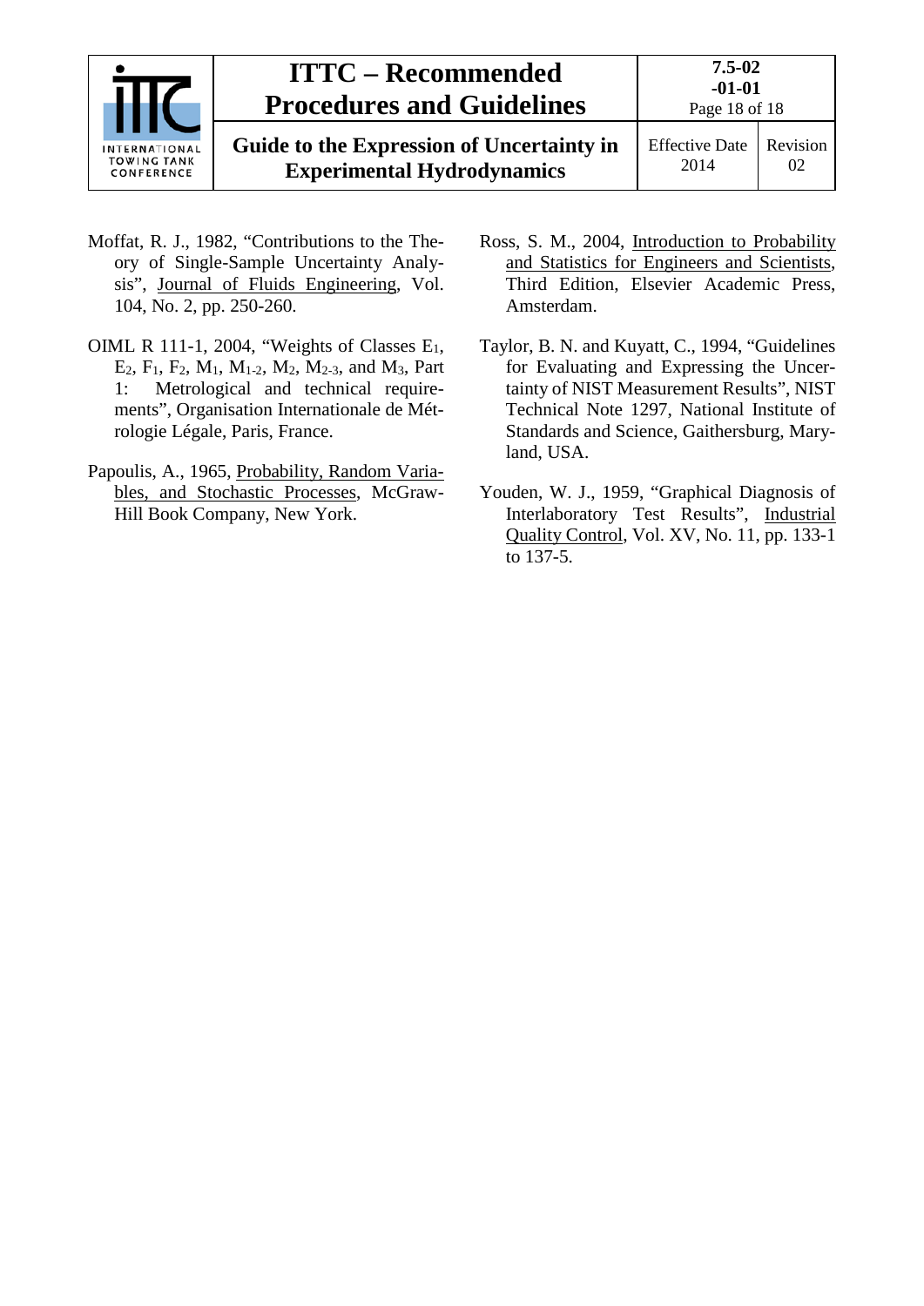Moffat, R. J., 1982, "Contributions to the Theory of Single-Sample Uncertainty Analysis", Journal of Fluids Engineering, Vol. 104, No. 2, pp. 250-260.

OIML R 111-1, 2004, "Weights of Classes $E_1$, $E_2$, $F_1$, $F_2$, $M_1$, $M_{1-2}$, $M_2$, $M_{2-3}$, and $M_3$, Part 1: Metrological and technical requirements", Organisation Internationale de Métrologie Légale, Paris, France.

Papoulis, A., 1965, Probability, Random Variables, and Stochastic Processes, McGraw-Hill Book Company, New York.

Ross, S. M., 2004, Introduction to Probability and Statistics for Engineers and Scientists, Third Edition, Elsevier Academic Press, Amsterdam.

Taylor, B. N. and Kuyatt, C., 1994, "Guidelines for Evaluating and Expressing the Uncertainty of NIST Measurement Results", NIST Technical Note 1297, National Institute of Standards and Science, Gaithersburg, Maryland, USA.

Youden, W. J., 1959, "Graphical Diagnosis of Interlaboratory Test Results", Industrial Quality Control, Vol. XV, No. 11, pp. 133-1 to 137-5.